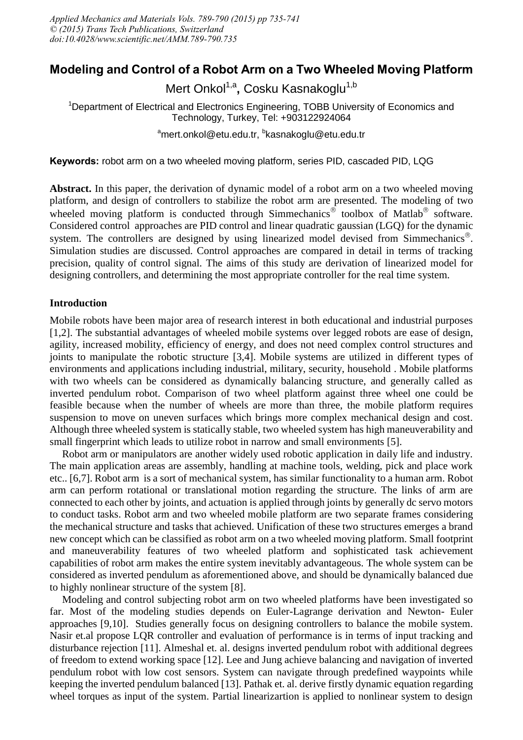# Modeling and Control of a Robot Arm on a Two Wheeled Moving Platform

Mert Onkol[1,a], Cosku Kasnakoglu[1,b]

[1]Department of Electrical and Electronics Engineering, TOBB University of Economics and Technology, Turkey, Tel: +903122924064

[a]mert.onkol@etu.edu.tr, [b]kasnakoglu@etu.edu.tr

**Keywords:** robot arm on a two wheeled moving platform, series PID, cascaded PID, LQG

**Abstract.** In this paper, the derivation of dynamic model of a robot arm on a two wheeled moving platform, and design of controllers to stabilize the robot arm are presented. The modeling of two wheeled moving platform is conducted through Simmechanics® toolbox of Matlab® software. Considered control approaches are PID control and linear quadratic gaussian (LGQ) for the dynamic system. The controllers are designed by using linearized model devised from Simmechanics®. Simulation studies are discussed. Control approaches are compared in detail in terms of tracking precision, quality of control signal. The aims of this study are derivation of linearized model for designing controllers, and determining the most appropriate controller for the real time system.

## Introduction

Mobile robots have been major area of research interest in both educational and industrial purposes [1,2]. The substantial advantages of wheeled mobile systems over legged robots are ease of design, agility, increased mobility, efficiency of energy, and does not need complex control structures and joints to manipulate the robotic structure [3,4]. Mobile systems are utilized in different types of environments and applications including industrial, military, security, household . Mobile platforms with two wheels can be considered as dynamically balancing structure, and generally called as inverted pendulum robot. Comparison of two wheel platform against three wheel one could be feasible because when the number of wheels are more than three, the mobile platform requires suspension to move on uneven surfaces which brings more complex mechanical design and cost. Although three wheeled system is statically stable, two wheeled system has high maneuverability and small fingerprint which leads to utilize robot in narrow and small environments [5].

Robot arm or manipulators are another widely used robotic application in daily life and industry. The main application areas are assembly, handling at machine tools, welding, pick and place work etc.. [6,7]. Robot arm is a sort of mechanical system, has similar functionality to a human arm. Robot arm can perform rotational or translational motion regarding the structure. The links of arm are connected to each other by joints, and actuation is applied through joints by generally dc servo motors to conduct tasks. Robot arm and two wheeled mobile platform are two separate frames considering the mechanical structure and tasks that achieved. Unification of these two structures emerges a brand new concept which can be classified as robot arm on a two wheeled moving platform. Small footprint and maneuverability features of two wheeled platform and sophisticated task achievement capabilities of robot arm makes the entire system inevitably advantageous. The whole system can be considered as inverted pendulum as aforementioned above, and should be dynamically balanced due to highly nonlinear structure of the system [8].

Modeling and control subjecting robot arm on two wheeled platforms have been investigated so far. Most of the modeling studies depends on Euler-Lagrange derivation and Newton- Euler approaches [9,10]. Studies generally focus on designing controllers to balance the mobile system. Nasir et.al propose LQR controller and evaluation of performance is in terms of input tracking and disturbance rejection [11]. Almeshal et. al. designs inverted pendulum robot with additional degrees of freedom to extend working space [12]. Lee and Jung achieve balancing and navigation of inverted pendulum robot with low cost sensors. System can navigate through predefined waypoints while keeping the inverted pendulum balanced [13]. Pathak et. al. derive firstly dynamic equation regarding wheel torques as input of the system. Partial linearizartion is applied to nonlinear system to design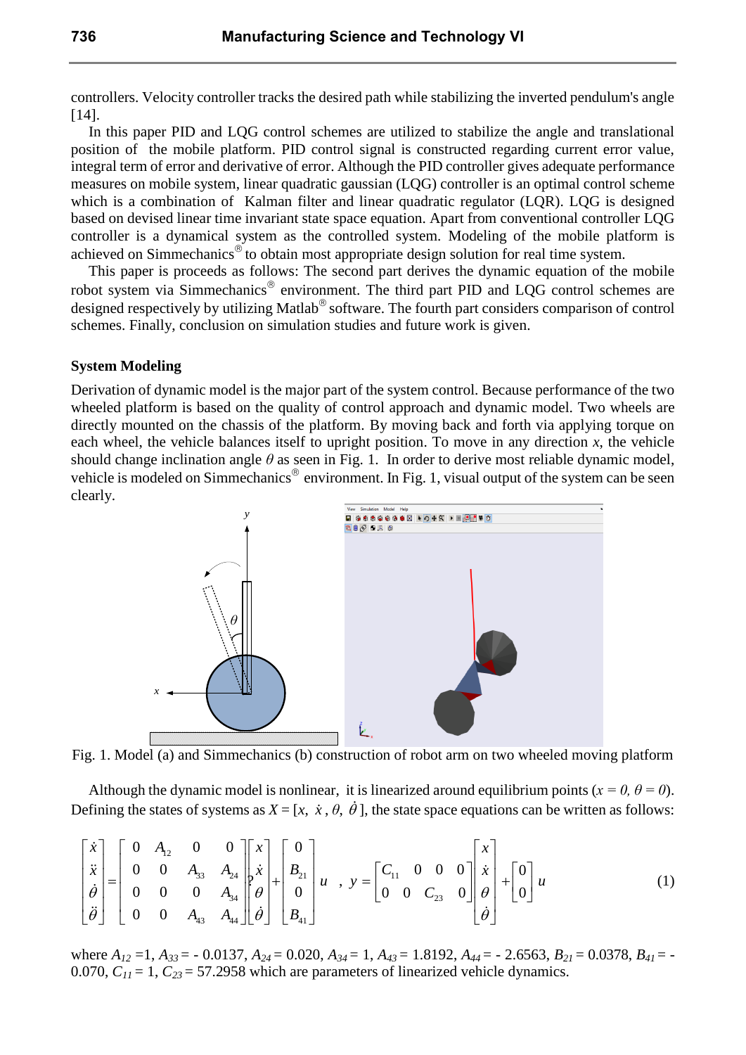controllers. Velocity controller tracks the desired path while stabilizing the inverted pendulum's angle [14].

In this paper PID and LQG control schemes are utilized to stabilize the angle and translational position of the mobile platform. PID control signal is constructed regarding current error value, integral term of error and derivative of error. Although the PID controller gives adequate performance measures on mobile system, linear quadratic gaussian (LQG) controller is an optimal control scheme which is a combination of Kalman filter and linear quadratic regulator (LQR). LQG is designed based on devised linear time invariant state space equation. Apart from conventional controller LQG controller is a dynamical system as the controlled system. Modeling of the mobile platform is achieved on Simmechanics® to obtain most appropriate design solution for real time system.

This paper is proceeds as follows: The second part derives the dynamic equation of the mobile robot system via Simmechanics® environment. The third part PID and LQG control schemes are designed respectively by utilizing Matlab® software. The fourth part considers comparison of control schemes. Finally, conclusion on simulation studies and future work is given.

## System Modeling

Derivation of dynamic model is the major part of the system control. Because performance of the two wheeled platform is based on the quality of control approach and dynamic model. Two wheels are directly mounted on the chassis of the platform. By moving back and forth via applying torque on each wheel, the vehicle balances itself to upright position. To move in any direction $x$, the vehicle should change inclination angle $\theta$ as seen in Fig. 1. In order to derive most reliable dynamic model, vehicle is modeled on Simmechanics® environment. In Fig. 1, visual output of the system can be seen clearly.

Fig. 1. Model (a) and Simmechanics (b) construction of robot arm on two wheeled moving platform

Although the dynamic model is nonlinear, it is linearized around equilibrium points ($x = 0$, $\theta = 0$). Defining the states of systems as $X = [x,\ \dot{x},\ \theta,\ \dot{\theta}]$, the state space equations can be written as follows:

$$
\begin{bmatrix} \dot{x} \\ \ddot{x} \\ \dot{\theta} \\ \ddot{\theta} \end{bmatrix} = \begin{bmatrix} 0 & A_{12} & 0 & 0 \\ 0 & 0 & A_{33} & A_{24} \\ 0 & 0 & 0 & A_{34} \\ 0 & 0 & A_{43} & A_{44} \end{bmatrix} \begin{bmatrix} x \\ \dot{x} \\ \theta \\ \dot{\theta} \end{bmatrix} + \begin{bmatrix} 0 \\ B_{21} \\ 0 \\ B_{41} \end{bmatrix} u \quad , \quad y = \begin{bmatrix} C_{11} & 0 & 0 & 0 \\ 0 & 0 & C_{23} & 0 \end{bmatrix} \begin{bmatrix} x \\ \dot{x} \\ \theta \\ \dot{\theta} \end{bmatrix} + \begin{bmatrix} 0 \\ 0 \end{bmatrix} u \tag{1}
$$

where $A_{12} = 1$, $A_{33} = -0.0137$, $A_{24} = 0.020$, $A_{34} = 1$, $A_{43} = 1.8192$, $A_{44} = -2.6563$, $B_{21} = 0.0378$, $B_{41} = -0.070$, $C_{11} = 1$, $C_{23} = 57.2958$ which are parameters of linearized vehicle dynamics.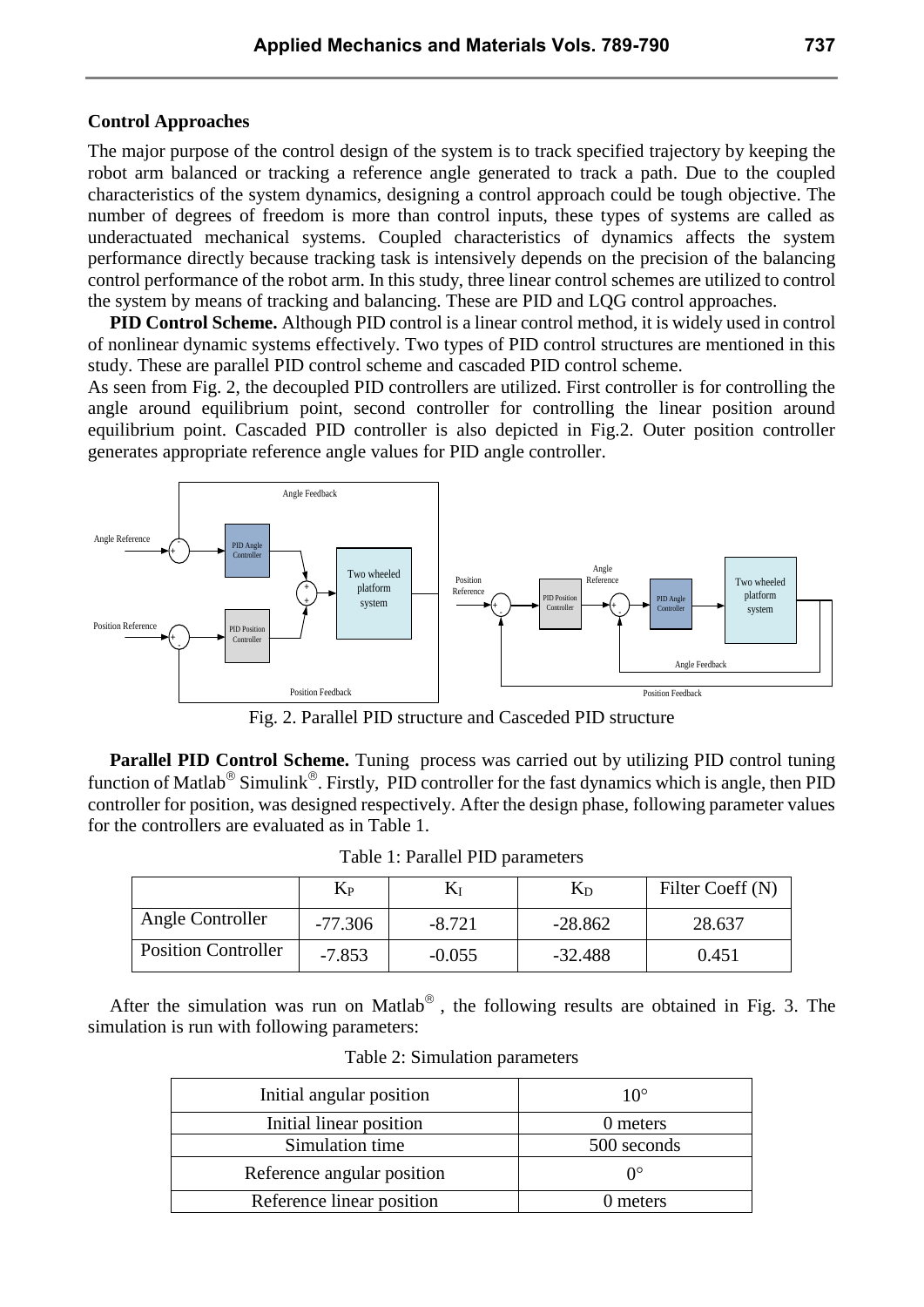**Control Approaches**

The major purpose of the control design of the system is to track specified trajectory by keeping the robot arm balanced or tracking a reference angle generated to track a path. Due to the coupled characteristics of the system dynamics, designing a control approach could be tough objective. The number of degrees of freedom is more than control inputs, these types of systems are called as underactuated mechanical systems. Coupled characteristics of dynamics affects the system performance directly because tracking task is intensively depends on the precision of the balancing control performance of the robot arm. In this study, three linear control schemes are utilized to control the system by means of tracking and balancing. These are PID and LQG control approaches.

**PID Control Scheme.** Although PID control is a linear control method, it is widely used in control of nonlinear dynamic systems effectively. Two types of PID control structures are mentioned in this study. These are parallel PID control scheme and cascaded PID control scheme.

As seen from Fig. 2, the decoupled PID controllers are utilized. First controller is for controlling the angle around equilibrium point, second controller for controlling the linear position around equilibrium point. Cascaded PID controller is also depicted in Fig.2. Outer position controller generates appropriate reference angle values for PID angle controller.

Fig. 2. Parallel PID structure and Casceded PID structure

**Parallel PID Control Scheme.** Tuning process was carried out by utilizing PID control tuning function of Matlab® Simulink®. Firstly, PID controller for the fast dynamics which is angle, then PID controller for position, was designed respectively. After the design phase, following parameter values for the controllers are evaluated as in Table 1.

Table 1: Parallel PID parameters

| | $K_P$ | $K_I$ | $K_D$ | Filter Coeff (N) |
|---|---|---|---|---|
| Angle Controller | -77.306 | -8.721 | -28.862 | 28.637 |
| Position Controller | -7.853 | -0.055 | -32.488 | 0.451 |

After the simulation was run on Matlab® , the following results are obtained in Fig. 3. The simulation is run with following parameters:

Table 2: Simulation parameters

| | |
|---|---|
| Initial angular position | 10° |
| Initial linear position | 0 meters |
| Simulation time | 500 seconds |
| Reference angular position | 0° |
| Reference linear position | 0 meters |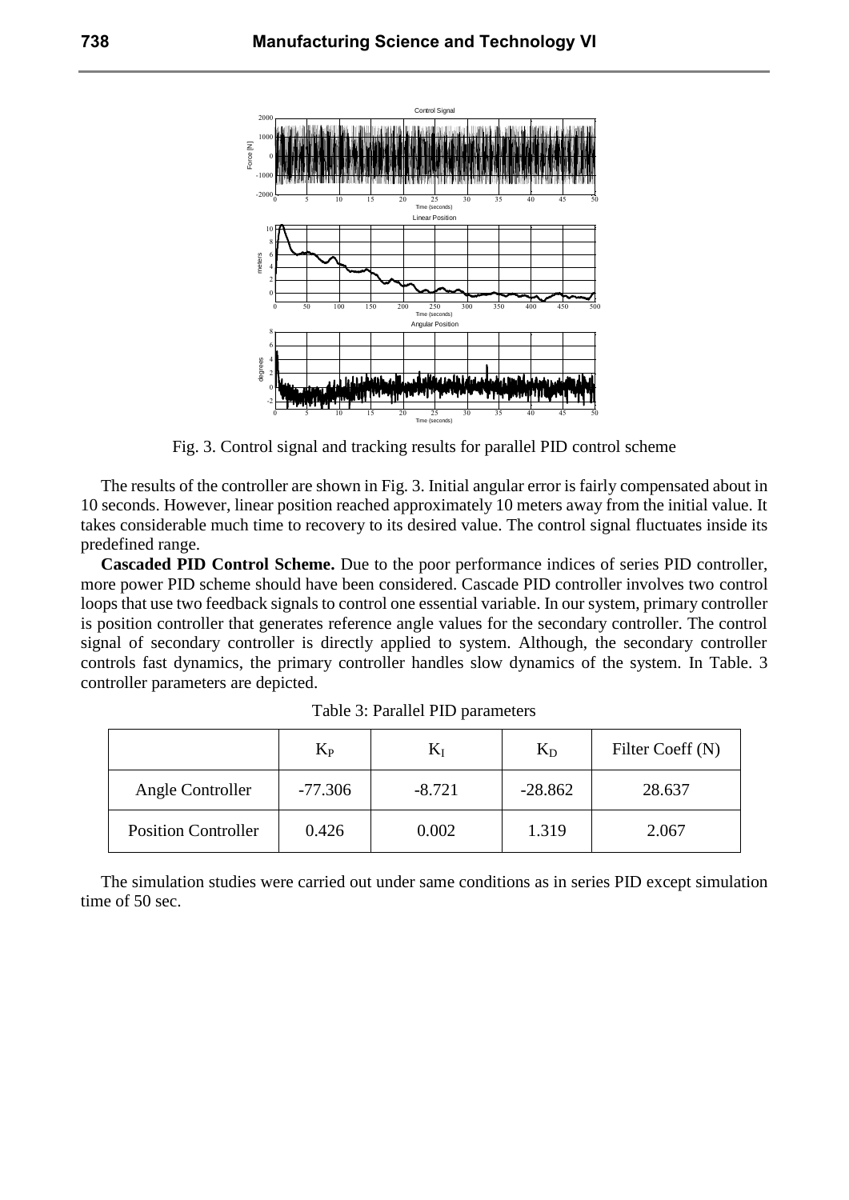Fig. 3. Control signal and tracking results for parallel PID control scheme

The results of the controller are shown in Fig. 3. Initial angular error is fairly compensated about in 10 seconds. However, linear position reached approximately 10 meters away from the initial value. It takes considerable much time to recovery to its desired value. The control signal fluctuates inside its predefined range.

**Cascaded PID Control Scheme.** Due to the poor performance indices of series PID controller, more power PID scheme should have been considered. Cascade PID controller involves two control loops that use two feedback signals to control one essential variable. In our system, primary controller is position controller that generates reference angle values for the secondary controller. The control signal of secondary controller is directly applied to system. Although, the secondary controller controls fast dynamics, the primary controller handles slow dynamics of the system. In Table. 3 controller parameters are depicted.

Table 3: Parallel PID parameters

| | $K_P$ | $K_I$ | $K_D$ | Filter Coeff (N) |
|---|---|---|---|---|
| Angle Controller | -77.306 | -8.721 | -28.862 | 28.637 |
| Position Controller | 0.426 | 0.002 | 1.319 | 2.067 |

The simulation studies were carried out under same conditions as in series PID except simulation time of 50 sec.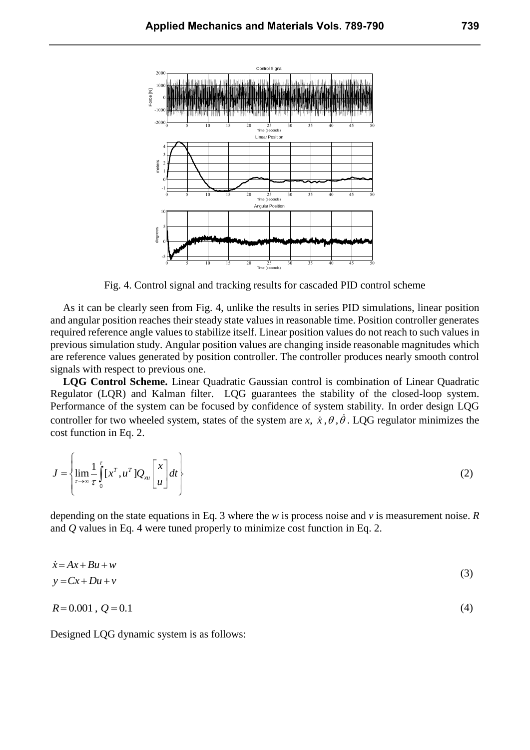Fig. 4. Control signal and tracking results for cascaded PID control scheme

As it can be clearly seen from Fig. 4, unlike the results in series PID simulations, linear position and angular position reaches their steady state values in reasonable time. Position controller generates required reference angle values to stabilize itself. Linear position values do not reach to such values in previous simulation study. Angular position values are changing inside reasonable magnitudes which are reference values generated by position controller. The controller produces nearly smooth control signals with respect to previous one.

**LQG Control Scheme.** Linear Quadratic Gaussian control is combination of Linear Quadratic Regulator (LQR) and Kalman filter. LQG guarantees the stability of the closed-loop system. Performance of the system can be focused by confidence of system stability. In order design LQG controller for two wheeled system, states of the system are $x$, $\dot{x}$, $\theta$, $\dot{\theta}$. LQG regulator minimizes the cost function in Eq. 2.

$$J = \left\{ \lim_{\tau \to \infty} \frac{1}{\tau} \int_0^{\tau} [x^T, u^T] Q_{xu} \begin{bmatrix} x \\ u \end{bmatrix} dt \right\} \tag{2}$$

depending on the state equations in Eq. 3 where the $w$ is process noise and $v$ is measurement noise. $R$ and $Q$ values in Eq. 4 were tuned properly to minimize cost function in Eq. 2.

$$\begin{aligned} \dot{x} &= Ax + Bu + w \\ y &= Cx + Du + v \end{aligned} \tag{3}$$

$$R = 0.001\ ,\ Q = 0.1 \tag{4}$$

Designed LQG dynamic system is as follows: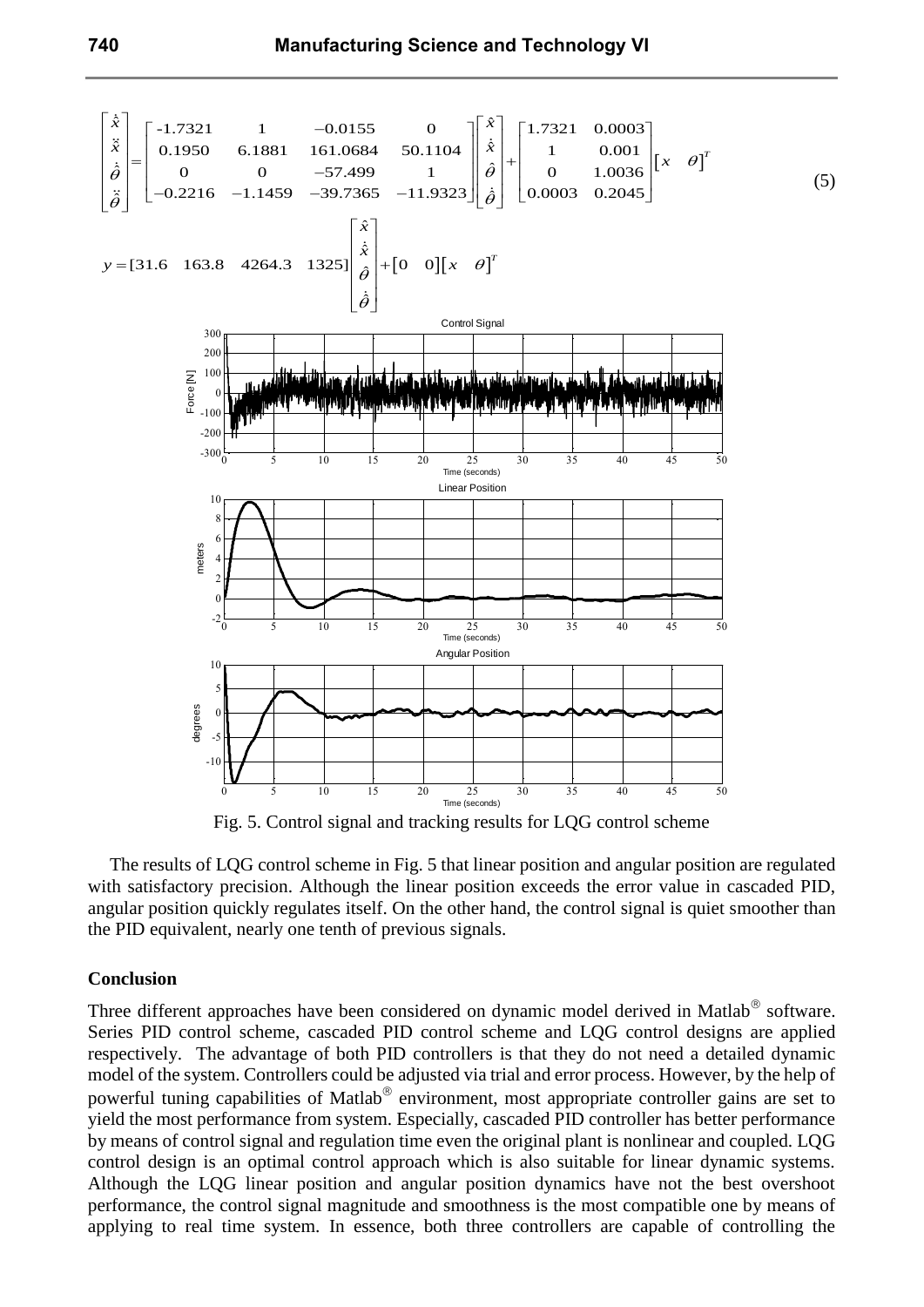$$\begin{bmatrix} \dot{\hat{x}} \\ \ddot{\hat{x}} \\ \dot{\hat{\theta}} \\ \ddot{\hat{\theta}} \end{bmatrix} = \begin{bmatrix} -1.7321 & 1 & -0.0155 & 0 \\ 0.1950 & 6.1881 & 161.0684 & 50.1104 \\ 0 & 0 & -57.499 & 1 \\ -0.2216 & -1.1459 & -39.7365 & -11.9323 \end{bmatrix} \begin{bmatrix} \hat{x} \\ \dot{\hat{x}} \\ \hat{\theta} \\ \dot{\hat{\theta}} \end{bmatrix} + \begin{bmatrix} 1.7321 & 0.0003 \\ 1 & 0.001 \\ 0 & 1.0036 \\ 0.0003 & 0.2045 \end{bmatrix} \begin{bmatrix} x & \theta \end{bmatrix}^T \tag{5}$$

$$y = [31.6 \quad 163.8 \quad 4264.3 \quad 1325] \begin{bmatrix} \hat{x} \\ \dot{\hat{x}} \\ \hat{\theta} \\ \dot{\hat{\theta}} \end{bmatrix} + \begin{bmatrix} 0 & 0 \end{bmatrix} \begin{bmatrix} x & \theta \end{bmatrix}^T$$

Fig. 5. Control signal and tracking results for LQG control scheme

The results of LQG control scheme in Fig. 5 that linear position and angular position are regulated with satisfactory precision. Although the linear position exceeds the error value in cascaded PID, angular position quickly regulates itself. On the other hand, the control signal is quiet smoother than the PID equivalent, nearly one tenth of previous signals.

## Conclusion

Three different approaches have been considered on dynamic model derived in Matlab® software. Series PID control scheme, cascaded PID control scheme and LQG control designs are applied respectively. The advantage of both PID controllers is that they do not need a detailed dynamic model of the system. Controllers could be adjusted via trial and error process. However, by the help of powerful tuning capabilities of Matlab® environment, most appropriate controller gains are set to yield the most performance from system. Especially, cascaded PID controller has better performance by means of control signal and regulation time even the original plant is nonlinear and coupled. LQG control design is an optimal control approach which is also suitable for linear dynamic systems. Although the LQG linear position and angular position dynamics have not the best overshoot performance, the control signal magnitude and smoothness is the most compatible one by means of applying to real time system. In essence, both three controllers are capable of controlling the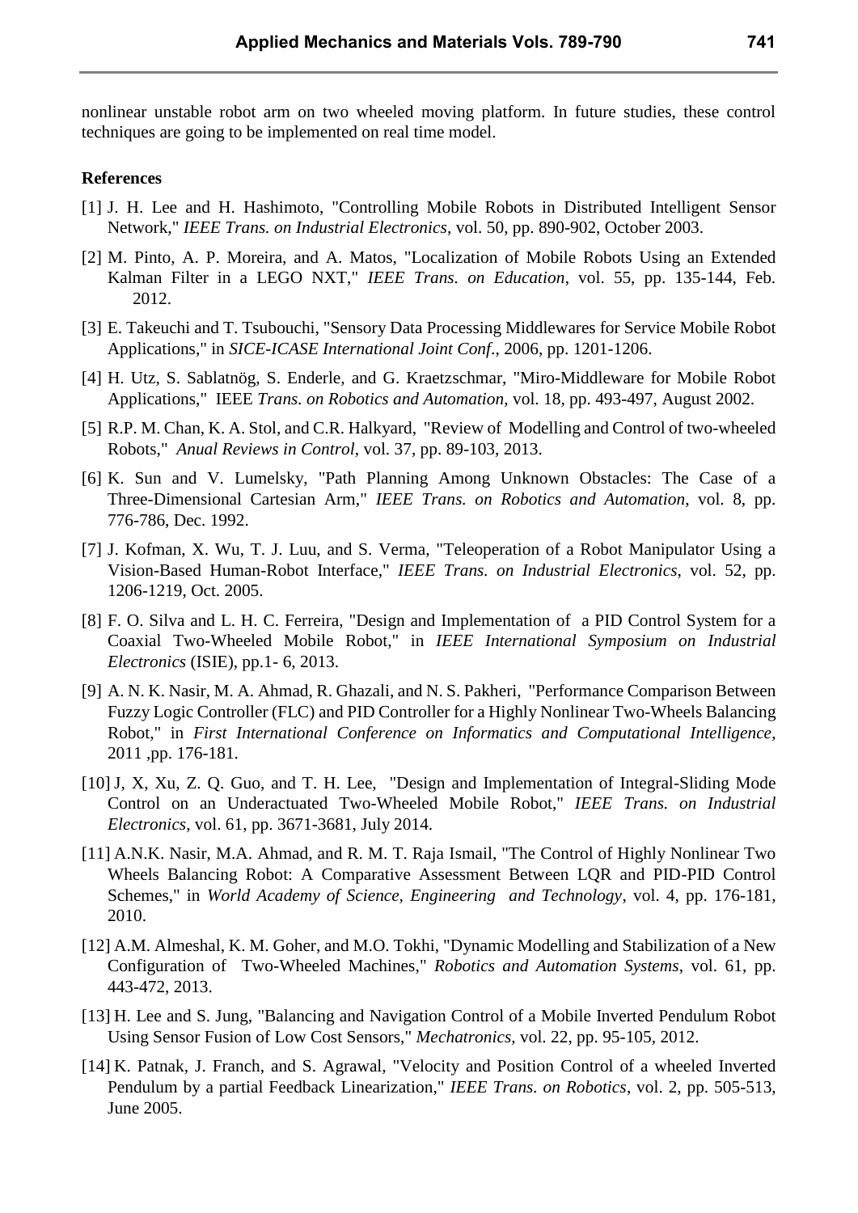nonlinear unstable robot arm on two wheeled moving platform. In future studies, these control techniques are going to be implemented on real time model.

### References

[1] J. H. Lee and H. Hashimoto, "Controlling Mobile Robots in Distributed Intelligent Sensor Network," *IEEE Trans. on Industrial Electronics*, vol. 50, pp. 890-902, October 2003.

[2] M. Pinto, A. P. Moreira, and A. Matos, "Localization of Mobile Robots Using an Extended Kalman Filter in a LEGO NXT," *IEEE Trans. on Education*, vol. 55, pp. 135-144, Feb. 2012.

[3] E. Takeuchi and T. Tsubouchi, "Sensory Data Processing Middlewares for Service Mobile Robot Applications," in *SICE-ICASE International Joint Conf.*, 2006, pp. 1201-1206.

[4] H. Utz, S. Sablatnög, S. Enderle, and G. Kraetzschmar, "Miro-Middleware for Mobile Robot Applications," IEEE *Trans. on Robotics and Automation*, vol. 18, pp. 493-497, August 2002.

[5] R.P. M. Chan, K. A. Stol, and C.R. Halkyard, "Review of Modelling and Control of two-wheeled Robots," *Anual Reviews in Control*, vol. 37, pp. 89-103, 2013.

[6] K. Sun and V. Lumelsky, "Path Planning Among Unknown Obstacles: The Case of a Three-Dimensional Cartesian Arm," *IEEE Trans. on Robotics and Automation*, vol. 8, pp. 776-786, Dec. 1992.

[7] J. Kofman, X. Wu, T. J. Luu, and S. Verma, "Teleoperation of a Robot Manipulator Using a Vision-Based Human-Robot Interface," *IEEE Trans. on Industrial Electronics*, vol. 52, pp. 1206-1219, Oct. 2005.

[8] F. O. Silva and L. H. C. Ferreira, "Design and Implementation of a PID Control System for a Coaxial Two-Wheeled Mobile Robot," in *IEEE International Symposium on Industrial Electronics* (ISIE), pp.1- 6, 2013.

[9] A. N. K. Nasir, M. A. Ahmad, R. Ghazali, and N. S. Pakheri, "Performance Comparison Between Fuzzy Logic Controller (FLC) and PID Controller for a Highly Nonlinear Two-Wheels Balancing Robot," in *First International Conference on Informatics and Computational Intelligence*, 2011 ,pp. 176-181.

[10] J, X, Xu, Z. Q. Guo, and T. H. Lee, "Design and Implementation of Integral-Sliding Mode Control on an Underactuated Two-Wheeled Mobile Robot," *IEEE Trans. on Industrial Electronics*, vol. 61, pp. 3671-3681, July 2014.

[11] A.N.K. Nasir, M.A. Ahmad, and R. M. T. Raja Ismail, "The Control of Highly Nonlinear Two Wheels Balancing Robot: A Comparative Assessment Between LQR and PID-PID Control Schemes," in *World Academy of Science, Engineering and Technology*, vol. 4, pp. 176-181, 2010.

[12] A.M. Almeshal, K. M. Goher, and M.O. Tokhi, "Dynamic Modelling and Stabilization of a New Configuration of Two-Wheeled Machines," *Robotics and Automation Systems*, vol. 61, pp. 443-472, 2013.

[13] H. Lee and S. Jung, "Balancing and Navigation Control of a Mobile Inverted Pendulum Robot Using Sensor Fusion of Low Cost Sensors," *Mechatronics*, vol. 22, pp. 95-105, 2012.

[14] K. Patnak, J. Franch, and S. Agrawal, "Velocity and Position Control of a wheeled Inverted Pendulum by a partial Feedback Linearization," *IEEE Trans. on Robotics*, vol. 2, pp. 505-513, June 2005.